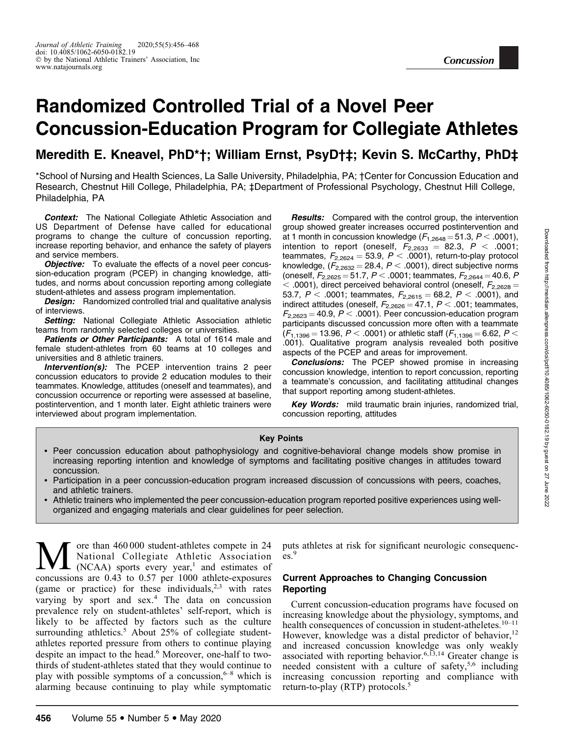# Randomized Controlled Trial of a Novel Peer Concussion-Education Program for Collegiate Athletes

**Meredith E. Kneavel, PhD\*†; William Ernst, PsyD†‡; Kevin S. McCarthy, PhD‡**

\*School of Nursing and Health Sciences, La Salle University, Philadelphia, PA; †Center for Concussion Education and Research, Chestnut Hill College, Philadelphia, PA; ‡Department of Professional Psychology, Chestnut Hill College, Philadelphia, PA

***Context:*** The National Collegiate Athletic Association and US Department of Defense have called for educational programs to change the culture of concussion reporting, increase reporting behavior, and enhance the safety of players and service members.

***Objective:*** To evaluate the effects of a novel peer concussion-education program (PCEP) in changing knowledge, attitudes, and norms about concussion reporting among collegiate student-athletes and assess program implementation.

***Design:*** Randomized controlled trial and qualitative analysis of interviews.

***Setting:*** National Collegiate Athletic Association athletic teams from randomly selected colleges or universities.

***Patients or Other Participants:*** A total of 1614 male and female student-athletes from 60 teams at 10 colleges and universities and 8 athletic trainers.

***Intervention(s):*** The PCEP intervention trains 2 peer concussion educators to provide 2 education modules to their teammates. Knowledge, attitudes (oneself and teammates), and concussion occurrence or reporting were assessed at baseline, postintervention, and 1 month later. Eight athletic trainers were interviewed about program implementation.

***Results:*** Compared with the control group, the intervention group showed greater increases occurred postintervention and at 1 month in concussion knowledge ($F_{1,2648} = 51.3$, $P < .0001$), intention to report (oneself, $F_{2,2633} = 82.3$, $P < .0001$; teammates, $F_{2,2624} = 53.9$, $P < .0001$), return-to-play protocol knowledge, ($F_{2,2632} = 28.4$, $P < .0001$), direct subjective norms (oneself, $F_{2,2625} = 51.7$, $P < .0001$; teammates, $F_{2,2644} = 40.6$, $P < .0001$), direct perceived behavioral control (oneself, $F_{2,2628} = 53.7$, $P < .0001$; teammates, $F_{2,2615} = 68.2$, $P < .0001$), and indirect attitudes (oneself, $F_{2,2626} = 47.1$, $P < .001$; teammates, $F_{2,2623} = 40.9$, $P < .0001$). Peer concussion-education program participants discussed concussion more often with a teammate ($F_{1,1396} = 13.96$, $P < .0001$) or athletic staff ($F_{1,1396} = 6.62$, $P < .001$). Qualitative program analysis revealed both positive aspects of the PCEP and areas for improvement.

***Conclusions:*** The PCEP showed promise in increasing concussion knowledge, intention to report concussion, reporting a teammate's concussion, and facilitating attitudinal changes that support reporting among student-athletes.

***Key Words:*** mild traumatic brain injuries, randomized trial, concussion reporting, attitudes

**Key Points**

- Peer concussion education about pathophysiology and cognitive-behavioral change models show promise in increasing reporting intention and knowledge of symptoms and facilitating positive changes in attitudes toward concussion.
- Participation in a peer concussion-education program increased discussion of concussions with peers, coaches, and athletic trainers.
- Athletic trainers who implemented the peer concussion-education program reported positive experiences using well-organized and engaging materials and clear guidelines for peer selection.

More than 460 000 student-athletes compete in 24 National Collegiate Athletic Association (NCAA) sports every year,[1] and estimates of concussions are 0.43 to 0.57 per 1000 athlete-exposures (game or practice) for these individuals,[2,3] with rates varying by sport and sex.[4] The data on concussion prevalence rely on student-athletes' self-report, which is likely to be affected by factors such as the culture surrounding athletics.[5] About 25% of collegiate student-athletes reported pressure from others to continue playing despite an impact to the head.[6] Moreover, one-half to two-thirds of student-athletes stated that they would continue to play with possible symptoms of a concussion,[6–8] which is alarming because continuing to play while symptomatic puts athletes at risk for significant neurologic consequences.[9]

## Current Approaches to Changing Concussion Reporting

Current concussion-education programs have focused on increasing knowledge about the physiology, symptoms, and health consequences of concussion in student-atheletes.[10–11] However, knowledge was a distal predictor of behavior,[12] and increased concussion knowledge was only weakly associated with reporting behavior.[6,13,14] Greater change is needed consistent with a culture of safety,[5,6] including increasing concussion reporting and compliance with return-to-play (RTP) protocols.[5]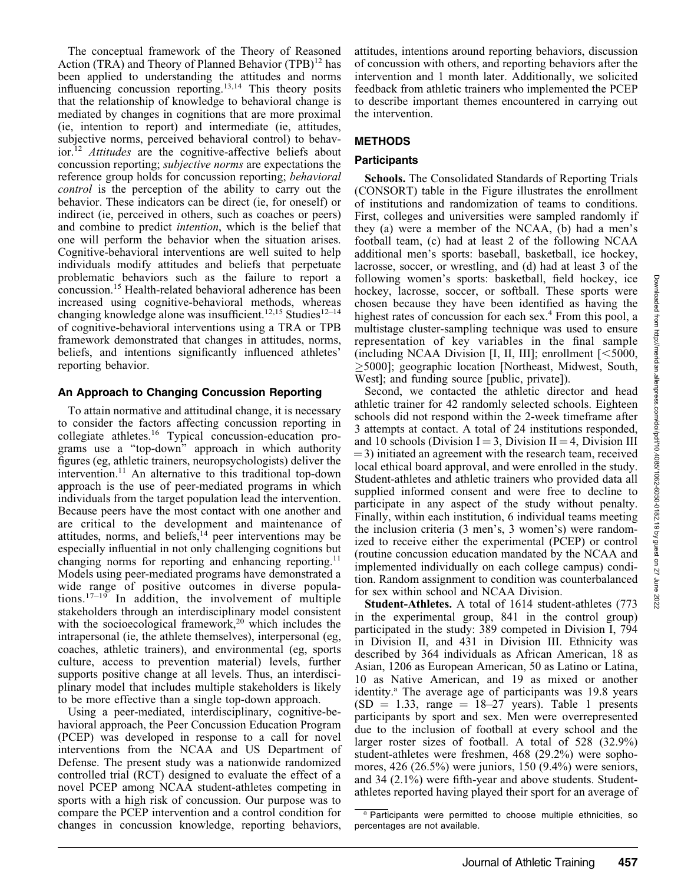The conceptual framework of the Theory of Reasoned Action (TRA) and Theory of Planned Behavior (TPB)[12] has been applied to understanding the attitudes and norms influencing concussion reporting.[13,14] This theory posits that the relationship of knowledge to behavioral change is mediated by changes in cognitions that are more proximal (ie, intention to report) and intermediate (ie, attitudes, subjective norms, perceived behavioral control) to behavior.[12] *Attitudes* are the cognitive-affective beliefs about concussion reporting; *subjective norms* are expectations the reference group holds for concussion reporting; *behavioral control* is the perception of the ability to carry out the behavior. These indicators can be direct (ie, for oneself) or indirect (ie, perceived in others, such as coaches or peers) and combine to predict *intention*, which is the belief that one will perform the behavior when the situation arises. Cognitive-behavioral interventions are well suited to help individuals modify attitudes and beliefs that perpetuate problematic behaviors such as the failure to report a concussion.[15] Health-related behavioral adherence has been increased using cognitive-behavioral methods, whereas changing knowledge alone was insufficient.[12,15] Studies[12–14] of cognitive-behavioral interventions using a TRA or TPB framework demonstrated that changes in attitudes, norms, beliefs, and intentions significantly influenced athletes' reporting behavior.

### An Approach to Changing Concussion Reporting

To attain normative and attitudinal change, it is necessary to consider the factors affecting concussion reporting in collegiate athletes.[16] Typical concussion-education programs use a "top-down" approach in which authority figures (eg, athletic trainers, neuropsychologists) deliver the intervention.[11] An alternative to this traditional top-down approach is the use of peer-mediated programs in which individuals from the target population lead the intervention. Because peers have the most contact with one another and are critical to the development and maintenance of attitudes, norms, and beliefs,[14] peer interventions may be especially influential in not only challenging cognitions but changing norms for reporting and enhancing reporting.[11] Models using peer-mediated programs have demonstrated a wide range of positive outcomes in diverse populations.[17–19] In addition, the involvement of multiple stakeholders through an interdisciplinary model consistent with the socioecological framework,[20] which includes the intrapersonal (ie, the athlete themselves), interpersonal (eg, coaches, athletic trainers), and environmental (eg, sports culture, access to prevention material) levels, further supports positive change at all levels. Thus, an interdisciplinary model that includes multiple stakeholders is likely to be more effective than a single top-down approach.

Using a peer-mediated, interdisciplinary, cognitive-behavioral approach, the Peer Concussion Education Program (PCEP) was developed in response to a call for novel interventions from the NCAA and US Department of Defense. The present study was a nationwide randomized controlled trial (RCT) designed to evaluate the effect of a novel PCEP among NCAA student-athletes competing in sports with a high risk of concussion. Our purpose was to compare the PCEP intervention and a control condition for changes in concussion knowledge, reporting behaviors, attitudes, intentions around reporting behaviors, discussion of concussion with others, and reporting behaviors after the intervention and 1 month later. Additionally, we solicited feedback from athletic trainers who implemented the PCEP to describe important themes encountered in carrying out the intervention.

## METHODS

### Participants

**Schools.** The Consolidated Standards of Reporting Trials (CONSORT) table in the Figure illustrates the enrollment of institutions and randomization of teams to conditions. First, colleges and universities were sampled randomly if they (a) were a member of the NCAA, (b) had a men's football team, (c) had at least 2 of the following NCAA additional men's sports: baseball, basketball, ice hockey, lacrosse, soccer, or wrestling, and (d) had at least 3 of the following women's sports: basketball, field hockey, ice hockey, lacrosse, soccer, or softball. These sports were chosen because they have been identified as having the highest rates of concussion for each sex.[4] From this pool, a multistage cluster-sampling technique was used to ensure representation of key variables in the final sample (including NCAA Division [I, II, III]; enrollment [<5000, ≥5000]; geographic location [Northeast, Midwest, South, West]; and funding source [public, private]).

Second, we contacted the athletic director and head athletic trainer for 42 randomly selected schools. Eighteen schools did not respond within the 2-week timeframe after 3 attempts at contact. A total of 24 institutions responded, and 10 schools (Division I = 3, Division II = 4, Division III = 3) initiated an agreement with the research team, received local ethical board approval, and were enrolled in the study. Student-athletes and athletic trainers who provided data all supplied informed consent and were free to decline to participate in any aspect of the study without penalty. Finally, within each institution, 6 individual teams meeting the inclusion criteria (3 men's, 3 women's) were randomized to receive either the experimental (PCEP) or control (routine concussion education mandated by the NCAA and implemented individually on each college campus) condition. Random assignment to condition was counterbalanced for sex within school and NCAA Division.

**Student-Athletes.** A total of 1614 student-athletes (773 in the experimental group, 841 in the control group) participated in the study: 389 competed in Division I, 794 in Division II, and 431 in Division III. Ethnicity was described by 364 individuals as African American, 18 as Asian, 1206 as European American, 50 as Latino or Latina, 10 as Native American, and 19 as mixed or another identity.[a] The average age of participants was 19.8 years (SD = 1.33, range = 18–27 years). Table 1 presents participants by sport and sex. Men were overrepresented due to the inclusion of football at every school and the larger roster sizes of football. A total of 528 (32.9%) student-athletes were freshmen, 468 (29.2%) were sophomores, 426 (26.5%) were juniors, 150 (9.4%) were seniors, and 34 (2.1%) were fifth-year and above students. Student-athletes reported having played their sport for an average of

[a] Participants were permitted to choose multiple ethnicities, so percentages are not available.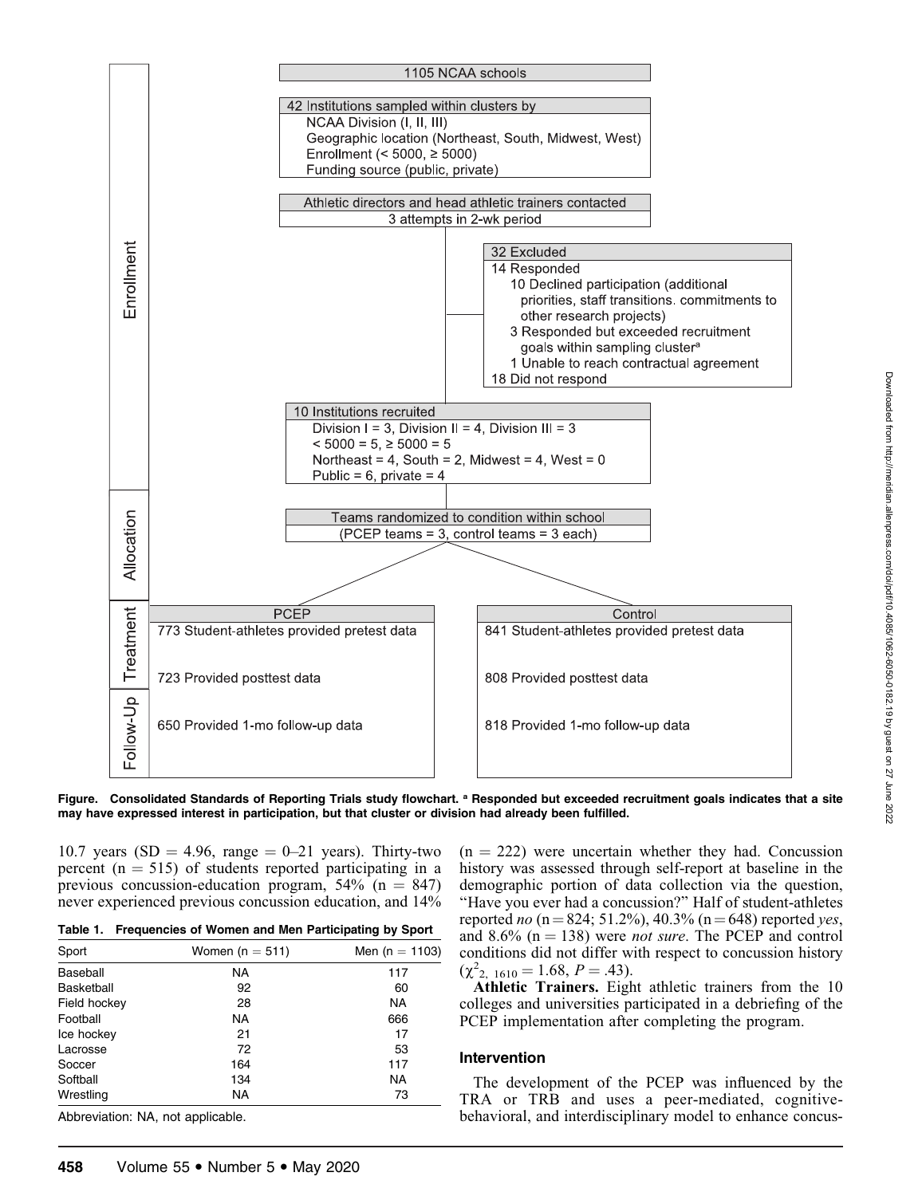1105 NCAA schools

42 Institutions sampled within clusters by
NCAA Division (I, II, III)
Geographic location (Northeast, South, Midwest, West)
Enrollment (< 5000, ≥ 5000)
Funding source (public, private)

Athletic directors and head athletic trainers contacted
3 attempts in 2-wk period

32 Excluded
14 Responded
10 Declined participation (additional priorities, staff transitions. commitments to other research projects)
3 Responded but exceeded recruitment goals within sampling cluster[a]
1 Unable to reach contractual agreement
18 Did not respond

10 Institutions recruited
Division I = 3, Division II = 4, Division III = 3
< 5000 = 5, ≥ 5000 = 5
Northeast = 4, South = 2, Midwest = 4, West = 0
Public = 6, private = 4

Teams randomized to condition within school
(PCEP teams = 3, control teams = 3 each)

| | PCEP | Control |
|---|---|---|
| Treatment | 773 Student-athletes provided pretest data | 841 Student-athletes provided pretest data |
| | 723 Provided posttest data | 808 Provided posttest data |
| Follow-Up | 650 Provided 1-mo follow-up data | 818 Provided 1-mo follow-up data |

**Figure. Consolidated Standards of Reporting Trials study flowchart. [a] Responded but exceeded recruitment goals indicates that a site may have expressed interest in participation, but that cluster or division had already been fulfilled.**

10.7 years (SD = 4.96, range = 0–21 years). Thirty-two percent (n = 515) of students reported participating in a previous concussion-education program, 54% (n = 847) never experienced previous concussion education, and 14% (n = 222) were uncertain whether they had. Concussion history was assessed through self-report at baseline in the demographic portion of data collection via the question, "Have you ever had a concussion?" Half of student-athletes reported *no* (n = 824; 51.2%), 40.3% (n = 648) reported *yes*, and 8.6% (n = 138) were *not sure*. The PCEP and control conditions did not differ with respect to concussion history ($\chi^2_{2,\ 1610} = 1.68$, $P = .43$).

**Athletic Trainers.** Eight athletic trainers from the 10 colleges and universities participated in a debriefing of the PCEP implementation after completing the program.

**Table 1. Frequencies of Women and Men Participating by Sport**

| Sport | Women (n = 511) | Men (n = 1103) |
|---|---|---|
| Baseball | NA | 117 |
| Basketball | 92 | 60 |
| Field hockey | 28 | NA |
| Football | NA | 666 |
| Ice hockey | 21 | 17 |
| Lacrosse | 72 | 53 |
| Soccer | 164 | 117 |
| Softball | 134 | NA |
| Wrestling | NA | 73 |

Abbreviation: NA, not applicable.

## Intervention

The development of the PCEP was influenced by the TRA or TRB and uses a peer-mediated, cognitive-behavioral, and interdisciplinary model to enhance concus-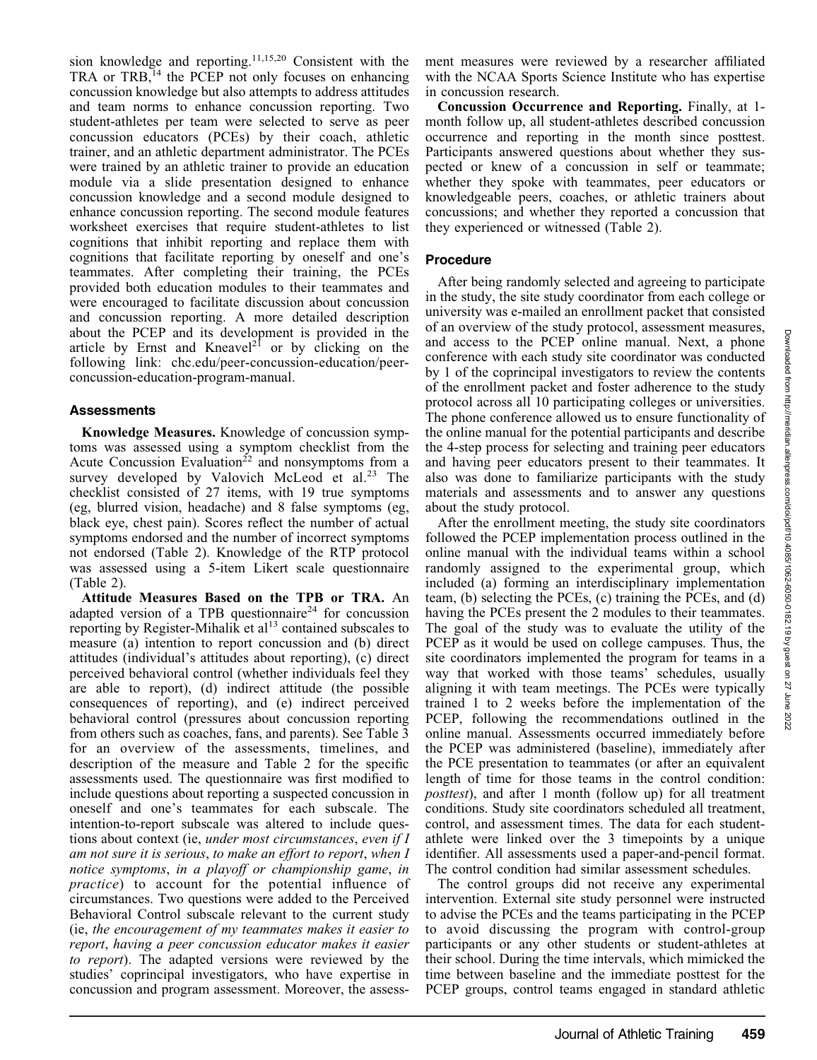sion knowledge and reporting.[11,15,20] Consistent with the TRA or TRB,[14] the PCEP not only focuses on enhancing concussion knowledge but also attempts to address attitudes and team norms to enhance concussion reporting. Two student-athletes per team were selected to serve as peer concussion educators (PCEs) by their coach, athletic trainer, and an athletic department administrator. The PCEs were trained by an athletic trainer to provide an education module via a slide presentation designed to enhance concussion knowledge and a second module designed to enhance concussion reporting. The second module features worksheet exercises that require student-athletes to list cognitions that inhibit reporting and replace them with cognitions that facilitate reporting by oneself and one's teammates. After completing their training, the PCEs provided both education modules to their teammates and were encouraged to facilitate discussion about concussion and concussion reporting. A more detailed description about the PCEP and its development is provided in the article by Ernst and Kneavel[21] or by clicking on the following link: chc.edu/peer-concussion-education/peer-concussion-education-program-manual.

### Assessments

**Knowledge Measures.** Knowledge of concussion symptoms was assessed using a symptom checklist from the Acute Concussion Evaluation[22] and nonsymptoms from a survey developed by Valovich McLeod et al.[23] The checklist consisted of 27 items, with 19 true symptoms (eg, blurred vision, headache) and 8 false symptoms (eg, black eye, chest pain). Scores reflect the number of actual symptoms endorsed and the number of incorrect symptoms not endorsed (Table 2). Knowledge of the RTP protocol was assessed using a 5-item Likert scale questionnaire (Table 2).

**Attitude Measures Based on the TPB or TRA.** An adapted version of a TPB questionnaire[24] for concussion reporting by Register-Mihalik et al[13] contained subscales to measure (a) intention to report concussion and (b) direct attitudes (individual's attitudes about reporting), (c) direct perceived behavioral control (whether individuals feel they are able to report), (d) indirect attitude (the possible consequences of reporting), and (e) indirect perceived behavioral control (pressures about concussion reporting from others such as coaches, fans, and parents). See Table 3 for an overview of the assessments, timelines, and description of the measure and Table 2 for the specific assessments used. The questionnaire was first modified to include questions about reporting a suspected concussion in oneself and one's teammates for each subscale. The intention-to-report subscale was altered to include questions about context (ie, *under most circumstances*, *even if I am not sure it is serious*, *to make an effort to report*, *when I notice symptoms*, *in a playoff or championship game*, *in practice*) to account for the potential influence of circumstances. Two questions were added to the Perceived Behavioral Control subscale relevant to the current study (ie, *the encouragement of my teammates makes it easier to report*, *having a peer concussion educator makes it easier to report*). The adapted versions were reviewed by the studies' coprincipal investigators, who have expertise in concussion and program assessment. Moreover, the assessment measures were reviewed by a researcher affiliated with the NCAA Sports Science Institute who has expertise in concussion research.

**Concussion Occurrence and Reporting.** Finally, at 1-month follow up, all student-athletes described concussion occurrence and reporting in the month since posttest. Participants answered questions about whether they suspected or knew of a concussion in self or teammate; whether they spoke with teammates, peer educators or knowledgeable peers, coaches, or athletic trainers about concussions; and whether they reported a concussion that they experienced or witnessed (Table 2).

### Procedure

After being randomly selected and agreeing to participate in the study, the site study coordinator from each college or university was e-mailed an enrollment packet that consisted of an overview of the study protocol, assessment measures, and access to the PCEP online manual. Next, a phone conference with each study site coordinator was conducted by 1 of the coprincipal investigators to review the contents of the enrollment packet and foster adherence to the study protocol across all 10 participating colleges or universities. The phone conference allowed us to ensure functionality of the online manual for the potential participants and describe the 4-step process for selecting and training peer educators and having peer educators present to their teammates. It also was done to familiarize participants with the study materials and assessments and to answer any questions about the study protocol.

After the enrollment meeting, the study site coordinators followed the PCEP implementation process outlined in the online manual with the individual teams within a school randomly assigned to the experimental group, which included (a) forming an interdisciplinary implementation team, (b) selecting the PCEs, (c) training the PCEs, and (d) having the PCEs present the 2 modules to their teammates. The goal of the study was to evaluate the utility of the PCEP as it would be used on college campuses. Thus, the site coordinators implemented the program for teams in a way that worked with those teams' schedules, usually aligning it with team meetings. The PCEs were typically trained 1 to 2 weeks before the implementation of the PCEP, following the recommendations outlined in the online manual. Assessments occurred immediately before the PCEP was administered (baseline), immediately after the PCE presentation to teammates (or after an equivalent length of time for those teams in the control condition: *posttest*), and after 1 month (follow up) for all treatment conditions. Study site coordinators scheduled all treatment, control, and assessment times. The data for each student-athlete were linked over the 3 timepoints by a unique identifier. All assessments used a paper-and-pencil format. The control condition had similar assessment schedules.

The control groups did not receive any experimental intervention. External site study personnel were instructed to advise the PCEs and the teams participating in the PCEP to avoid discussing the program with control-group participants or any other students or student-athletes at their school. During the time intervals, which mimicked the time between baseline and the immediate posttest for the PCEP groups, control teams engaged in standard athletic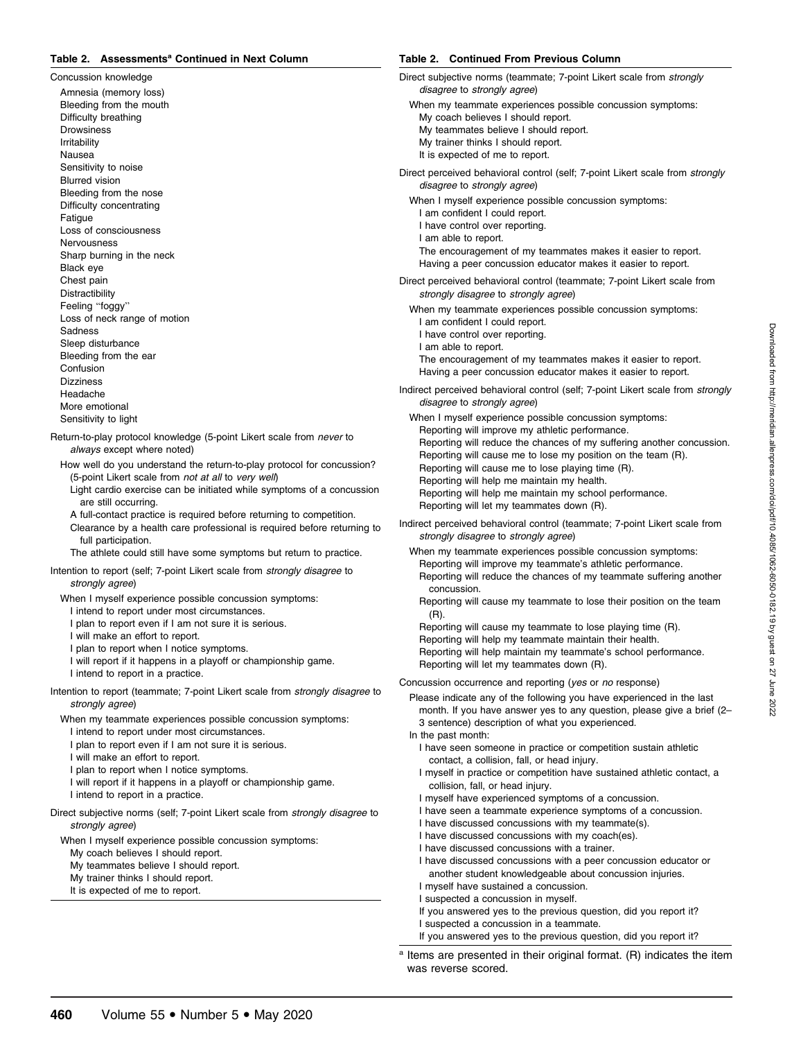**Table 2. Assessments[a]**

Concussion knowledge

- Amnesia (memory loss)
- Bleeding from the mouth
- Difficulty breathing
- Drowsiness
- Irritability
- Nausea
- Sensitivity to noise
- Blurred vision
- Bleeding from the nose
- Difficulty concentrating
- Fatigue
- Loss of consciousness
- Nervousness
- Sharp burning in the neck
- Black eye
- Chest pain
- Distractibility
- Feeling "foggy"
- Loss of neck range of motion
- Sadness
- Sleep disturbance
- Bleeding from the ear
- Confusion
- Dizziness
- Headache
- More emotional
- Sensitivity to light

Return-to-play protocol knowledge (5-point Likert scale from *never* to *always* except where noted)

- How well do you understand the return-to-play protocol for concussion? (5-point Likert scale from *not at all* to *very well*)
- Light cardio exercise can be initiated while symptoms of a concussion are still occurring.
- A full-contact practice is required before returning to competition.
- Clearance by a health care professional is required before returning to full participation.
- The athlete could still have some symptoms but return to practice.

Intention to report (self; 7-point Likert scale from *strongly disagree* to *strongly agree*)

When I myself experience possible concussion symptoms:

- I intend to report under most circumstances.
- I plan to report even if I am not sure it is serious.
- I will make an effort to report.
- I plan to report when I notice symptoms.
- I will report if it happens in a playoff or championship game.
- I intend to report in a practice.

Intention to report (teammate; 7-point Likert scale from *strongly disagree* to *strongly agree*)

When my teammate experiences possible concussion symptoms:

- I intend to report under most circumstances.
- I plan to report even if I am not sure it is serious.
- I will make an effort to report.
- I plan to report when I notice symptoms.
- I will report if it happens in a playoff or championship game.
- I intend to report in a practice.

Direct subjective norms (self; 7-point Likert scale from *strongly disagree* to *strongly agree*)

When I myself experience possible concussion symptoms:

- My coach believes I should report.
- My teammates believe I should report.
- My trainer thinks I should report.
- It is expected of me to report.

Direct subjective norms (teammate; 7-point Likert scale from *strongly disagree* to *strongly agree*)

When my teammate experiences possible concussion symptoms:

- My coach believes I should report.
- My teammates believe I should report.
- My trainer thinks I should report.
- It is expected of me to report.

Direct perceived behavioral control (self; 7-point Likert scale from *strongly disagree* to *strongly agree*)

When I myself experience possible concussion symptoms:

- I am confident I could report.
- I have control over reporting.
- I am able to report.
- The encouragement of my teammates makes it easier to report.
- Having a peer concussion educator makes it easier to report.

Direct perceived behavioral control (teammate; 7-point Likert scale from *strongly disagree* to *strongly agree*)

When my teammate experiences possible concussion symptoms:

- I am confident I could report.
- I have control over reporting.
- I am able to report.
- The encouragement of my teammates makes it easier to report.
- Having a peer concussion educator makes it easier to report.

Indirect perceived behavioral control (self; 7-point Likert scale from *strongly disagree* to *strongly agree*)

When I myself experience possible concussion symptoms:

- Reporting will improve my athletic performance.
- Reporting will reduce the chances of my suffering another concussion.
- Reporting will cause me to lose my position on the team (R).
- Reporting will cause me to lose playing time (R).
- Reporting will help me maintain my health.
- Reporting will help me maintain my school performance.
- Reporting will let my teammates down (R).

Indirect perceived behavioral control (teammate; 7-point Likert scale from *strongly disagree* to *strongly agree*)

When my teammate experiences possible concussion symptoms:

- Reporting will improve my teammate's athletic performance.
- Reporting will reduce the chances of my teammate suffering another concussion.
- Reporting will cause my teammate to lose their position on the team (R).
- Reporting will cause my teammate to lose playing time (R).
- Reporting will help my teammate maintain their health.
- Reporting will help maintain my teammate's school performance.
- Reporting will let my teammates down (R).

Concussion occurrence and reporting (*yes* or *no* response)

Please indicate any of the following you have experienced in the last month. If you have answer yes to any question, please give a brief (2–3 sentence) description of what you experienced.

In the past month:

- I have seen someone in practice or competition sustain athletic contact, a collision, fall, or head injury.
- I myself in practice or competition have sustained athletic contact, a collision, fall, or head injury.
- I myself have experienced symptoms of a concussion.
- I have seen a teammate experience symptoms of a concussion.
- I have discussed concussions with my teammate(s).
- I have discussed concussions with my coach(es).
- I have discussed concussions with a trainer.
- I have discussed concussions with a peer concussion educator or another student knowledgeable about concussion injuries.
- I myself have sustained a concussion.
- I suspected a concussion in myself.
- If you answered yes to the previous question, did you report it?
- I suspected a concussion in a teammate.
- If you answered yes to the previous question, did you report it?

[a] Items are presented in their original format. (R) indicates the item was reverse scored.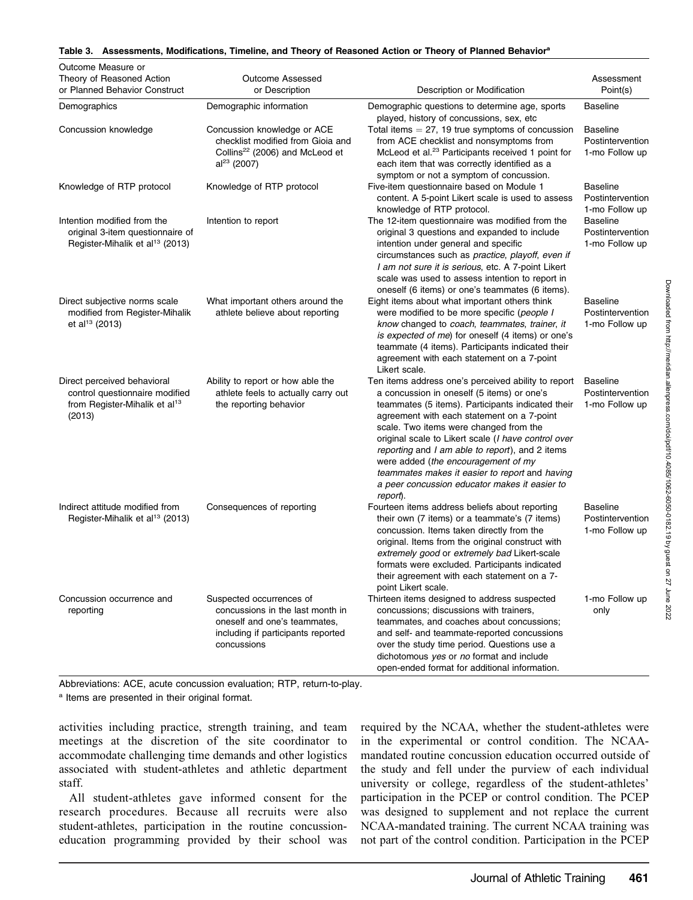**Table 3. Assessments, Modifications, Timeline, and Theory of Reasoned Action or Theory of Planned Behavior[a]**

| Outcome Measure or Theory of Reasoned Action or Planned Behavior Construct | Outcome Assessed or Description | Description or Modification | Assessment Point(s) |
|---|---|---|---|
| Demographics | Demographic information | Demographic questions to determine age, sports played, history of concussions, sex, etc | Baseline |
| Concussion knowledge | Concussion knowledge or ACE checklist modified from Gioia and Collins[22] (2006) and McLeod et al[23] (2007) | Total items = 27, 19 true symptoms of concussion from ACE checklist and nonsymptoms from McLeod et al.[23] Participants received 1 point for each item that was correctly identified as a symptom or not a symptom of concussion. | Baseline Postintervention 1-mo Follow up |
| Knowledge of RTP protocol | Knowledge of RTP protocol | Five-item questionnaire based on Module 1 content. A 5-point Likert scale is used to assess knowledge of RTP protocol. | Baseline Postintervention 1-mo Follow up |
| Intention modified from the original 3-item questionnaire of Register-Mihalik et al[13] (2013) | Intention to report | The 12-item questionnaire was modified from the original 3 questions and expanded to include intention under general and specific circumstances such as *practice*, *playoff*, *even if I am not sure it is serious*, etc. A 7-point Likert scale was used to assess intention to report in oneself (6 items) or one's teammates (6 items). | Baseline Postintervention 1-mo Follow up |
| Direct subjective norms scale modified from Register-Mihalik et al[13] (2013) | What important others around the athlete believe about reporting | Eight items about what important others think were modified to be more specific (*people I know* changed to *coach*, *teammates*, *trainer*, *it is expected of me*) for oneself (4 items) or one's teammate (4 items). Participants indicated their agreement with each statement on a 7-point Likert scale. | Baseline Postintervention 1-mo Follow up |
| Direct perceived behavioral control questionnaire modified from Register-Mihalik et al[13] (2013) | Ability to report or how able the athlete feels to actually carry out the reporting behavior | Ten items address one's perceived ability to report a concussion in oneself (5 items) or one's teammates (5 items). Participants indicated their agreement with each statement on a 7-point scale. Two items were changed from the original scale to Likert scale (*I have control over reporting* and *I am able to report*), and 2 items were added (*the encouragement of my teammates makes it easier to report* and *having a peer concussion educator makes it easier to report*). | Baseline Postintervention 1-mo Follow up |
| Indirect attitude modified from Register-Mihalik et al[13] (2013) | Consequences of reporting | Fourteen items address beliefs about reporting their own (7 items) or a teammate's (7 items) concussion. Items taken directly from the original. Items from the original construct with *extremely good* or *extremely bad* Likert-scale formats were excluded. Participants indicated their agreement with each statement on a 7-point Likert scale. | Baseline Postintervention 1-mo Follow up |
| Concussion occurrence and reporting | Suspected occurrences of concussions in the last month in oneself and one's teammates, including if participants reported concussions | Thirteen items designed to address suspected concussions; discussions with trainers, teammates, and coaches about concussions; and self- and teammate-reported concussions over the study time period. Questions use a dichotomous *yes* or *no* format and include open-ended format for additional information. | 1-mo Follow up only |

Abbreviations: ACE, acute concussion evaluation; RTP, return-to-play.

[a] Items are presented in their original format.

activities including practice, strength training, and team meetings at the discretion of the site coordinator to accommodate challenging time demands and other logistics associated with student-athletes and athletic department staff.

All student-athletes gave informed consent for the research procedures. Because all recruits were also student-athletes, participation in the routine concussion-education programming provided by their school was required by the NCAA, whether the student-athletes were in the experimental or control condition. The NCAA-mandated routine concussion education occurred outside of the study and fell under the purview of each individual university or college, regardless of the student-athletes' participation in the PCEP or control condition. The PCEP was designed to supplement and not replace the current NCAA-mandated training. The current NCAA training was not part of the control condition. Participation in the PCEP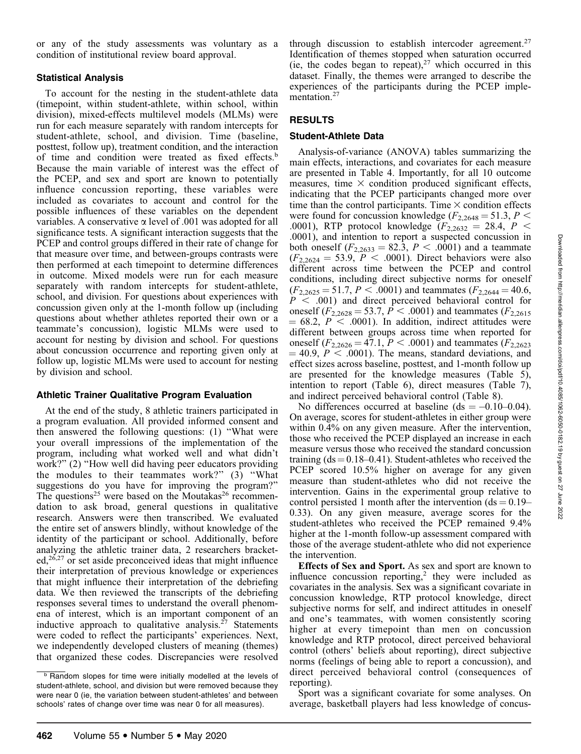or any of the study assessments was voluntary as a condition of institutional review board approval.

### Statistical Analysis

To account for the nesting in the student-athlete data (timepoint, within student-athlete, within school, within division), mixed-effects multilevel models (MLMs) were run for each measure separately with random intercepts for student-athlete, school, and division. Time (baseline, posttest, follow up), treatment condition, and the interaction of time and condition were treated as fixed effects.[b] Because the main variable of interest was the effect of the PCEP, and sex and sport are known to potentially influence concussion reporting, these variables were included as covariates to account and control for the possible influences of these variables on the dependent variables. A conservative $\alpha$ level of .001 was adopted for all significance tests. A significant interaction suggests that the PCEP and control groups differed in their rate of change for that measure over time, and between-groups contrasts were then performed at each timepoint to determine differences in outcome. Mixed models were run for each measure separately with random intercepts for student-athlete, school, and division. For questions about experiences with concussion given only at the 1-month follow up (including questions about whether athletes reported their own or a teammate's concussion), logistic MLMs were used to account for nesting by division and school. For questions about concussion occurrence and reporting given only at follow up, logistic MLMs were used to account for nesting by division and school.

### Athletic Trainer Qualitative Program Evaluation

At the end of the study, 8 athletic trainers participated in a program evaluation. All provided informed consent and then answered the following questions: (1) "What were your overall impressions of the implementation of the program, including what worked well and what didn't work?" (2) "How well did having peer educators providing the modules to their teammates work?" (3) "What suggestions do you have for improving the program?" The questions[25] were based on the Moutakas[26] recommendation to ask broad, general questions in qualitative research. Answers were then transcribed. We evaluated the entire set of answers blindly, without knowledge of the identity of the participant or school. Additionally, before analyzing the athletic trainer data, 2 researchers bracketed,[26,27] or set aside preconceived ideas that might influence their interpretation of previous knowledge or experiences that might influence their interpretation of the debriefing data. We then reviewed the transcripts of the debriefing responses several times to understand the overall phenomena of interest, which is an important component of an inductive approach to qualitative analysis.[27] Statements were coded to reflect the participants' experiences. Next, we independently developed clusters of meaning (themes) that organized these codes. Discrepancies were resolved through discussion to establish intercoder agreement.[27] Identification of themes stopped when saturation occurred (ie, the codes began to repeat),[27] which occurred in this dataset. Finally, the themes were arranged to describe the experiences of the participants during the PCEP implementation.[27]

[b] Random slopes for time were initially modelled at the levels of student-athlete, school, and division but were removed because they were near 0 (ie, the variation between student-athletes' and between schools' rates of change over time was near 0 for all measures).

## RESULTS

### Student-Athlete Data

Analysis-of-variance (ANOVA) tables summarizing the main effects, interactions, and covariates for each measure are presented in Table 4. Importantly, for all 10 outcome measures, time $\times$ condition produced significant effects, indicating that the PCEP participants changed more over time than the control participants. Time $\times$ condition effects were found for concussion knowledge ($F_{2,2648} = 51.3$, $P < .0001$), RTP protocol knowledge ($F_{2,2632} = 28.4$, $P < .0001$), and intention to report a suspected concussion in both oneself ($F_{2,2633} = 82.3$, $P < .0001$) and a teammate ($F_{2,2624} = 53.9$, $P < .0001$). Direct behaviors were also different across time between the PCEP and control conditions, including direct subjective norms for oneself ($F_{2,2625} = 51.7$, $P < .0001$) and teammates ($F_{2,2644} = 40.6$, $P < .001$) and direct perceived behavioral control for oneself ($F_{2,2628} = 53.7$, $P < .0001$) and teammates ($F_{2,2615} = 68.2$, $P < .0001$). In addition, indirect attitudes were different between groups across time when reported for oneself ($F_{2,2626} = 47.1$, $P < .0001$) and teammates ($F_{2,2623} = 40.9$, $P < .0001$). The means, standard deviations, and effect sizes across baseline, posttest, and 1-month follow up are presented for the knowledge measures (Table 5), intention to report (Table 6), direct measures (Table 7), and indirect perceived behavioral control (Table 8).

No differences occurred at baseline (ds = –0.10–0.04). On average, scores for student-athletes in either group were within 0.4% on any given measure. After the intervention, those who received the PCEP displayed an increase in each measure versus those who received the standard concussion training (ds = 0.18–0.41). Student-athletes who received the PCEP scored 10.5% higher on average for any given measure than student-athletes who did not receive the intervention. Gains in the experimental group relative to control persisted 1 month after the intervention (ds = 0.19–0.33). On any given measure, average scores for the student-athletes who received the PCEP remained 9.4% higher at the 1-month follow-up assessment compared with those of the average student-athlete who did not experience the intervention.

**Effects of Sex and Sport.** As sex and sport are known to influence concussion reporting,[2] they were included as covariates in the analysis. Sex was a significant covariate in concussion knowledge, RTP protocol knowledge, direct subjective norms for self, and indirect attitudes in oneself and one's teammates, with women consistently scoring higher at every timepoint than men on concussion knowledge and RTP protocol, direct perceived behavioral control (others' beliefs about reporting), direct subjective norms (feelings of being able to report a concussion), and direct perceived behavioral control (consequences of reporting).

Sport was a significant covariate for some analyses. On average, basketball players had less knowledge of concus-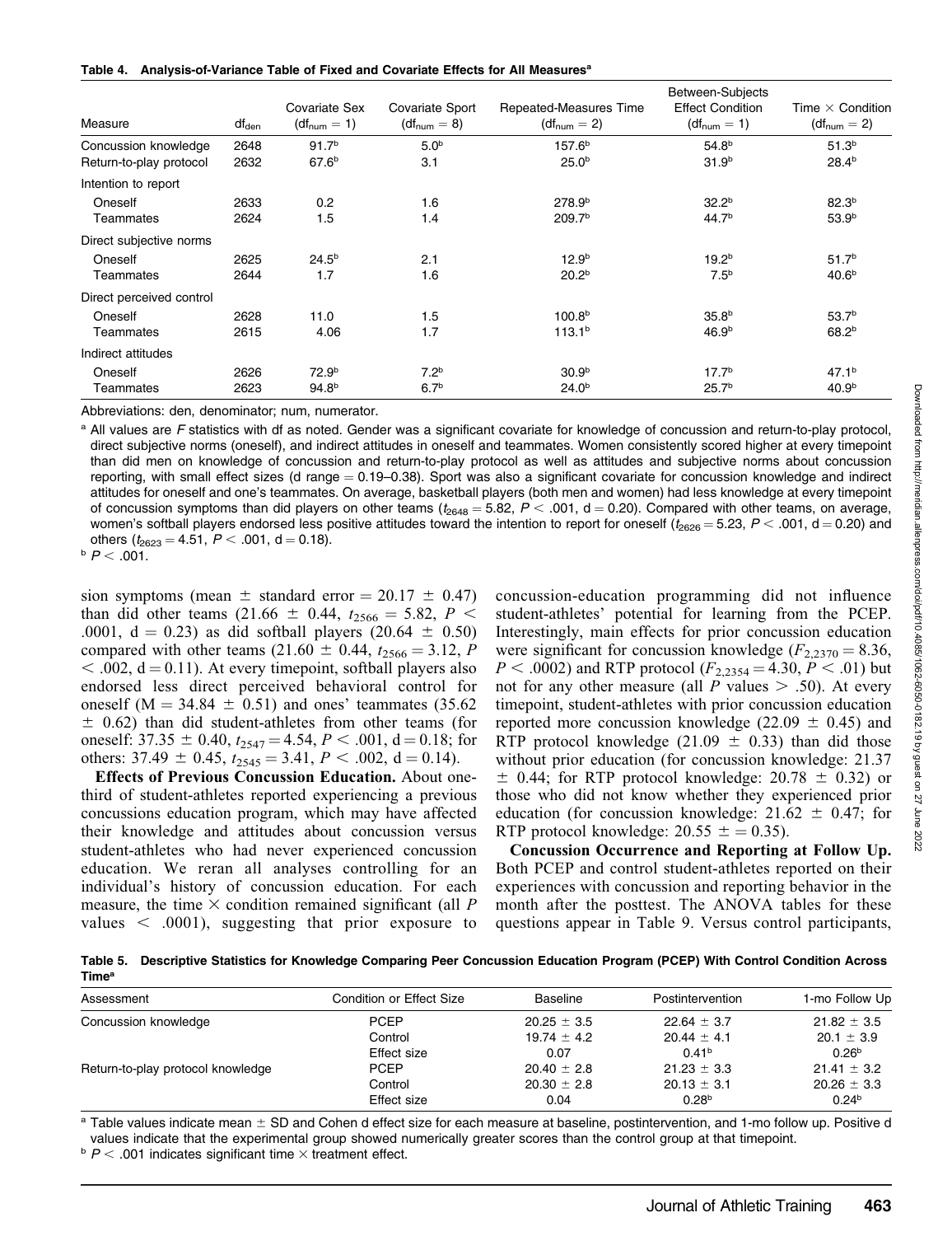**Table 4. Analysis-of-Variance Table of Fixed and Covariate Effects for All Measures[a]**

| Measure | $df_{den}$ | Covariate Sex ($df_{num} = 1$) | Covariate Sport ($df_{num} = 8$) | Repeated-Measures Time ($df_{num} = 2$) | Between-Subjects Effect Condition ($df_{num} = 1$) | Time × Condition ($df_{num} = 2$) |
|---|---|---|---|---|---|---|
| Concussion knowledge | 2648 | 91.7[b] | 5.0[b] | 157.6[b] | 54.8[b] | 51.3[b] |
| Return-to-play protocol | 2632 | 67.6[b] | 3.1 | 25.0[b] | 31.9[b] | 28.4[b] |
| Intention to report | | | | | | |
| Oneself | 2633 | 0.2 | 1.6 | 278.9[b] | 32.2[b] | 82.3[b] |
| Teammates | 2624 | 1.5 | 1.4 | 209.7[b] | 44.7[b] | 53.9[b] |
| Direct subjective norms | | | | | | |
| Oneself | 2625 | 24.5[b] | 2.1 | 12.9[b] | 19.2[b] | 51.7[b] |
| Teammates | 2644 | 1.7 | 1.6 | 20.2[b] | 7.5[b] | 40.6[b] |
| Direct perceived control | | | | | | |
| Oneself | 2628 | 11.0 | 1.5 | 100.8[b] | 35.8[b] | 53.7[b] |
| Teammates | 2615 | 4.06 | 1.7 | 113.1[b] | 46.9[b] | 68.2[b] |
| Indirect attitudes | | | | | | |
| Oneself | 2626 | 72.9[b] | 7.2[b] | 30.9[b] | 17.7[b] | 47.1[b] |
| Teammates | 2623 | 94.8[b] | 6.7[b] | 24.0[b] | 25.7[b] | 40.9[b] |

Abbreviations: den, denominator; num, numerator.

[a] All values are *F* statistics with df as noted. Gender was a significant covariate for knowledge of concussion and return-to-play protocol, direct subjective norms (oneself), and indirect attitudes in oneself and teammates. Women consistently scored higher at every timepoint than did men on knowledge of concussion and return-to-play protocol as well as attitudes and subjective norms about concussion reporting, with small effect sizes (d range = 0.19–0.38). Sport was also a significant covariate for concussion knowledge and indirect attitudes for oneself and one's teammates. On average, basketball players (both men and women) had less knowledge at every timepoint of concussion symptoms than did players on other teams ($t_{2648} = 5.82$, $P < .001$, d = 0.20). Compared with other teams, on average, women's softball players endorsed less positive attitudes toward the intention to report for oneself ($t_{2626} = 5.23$, $P < .001$, d = 0.20) and others ($t_{2623} = 4.51$, $P < .001$, d = 0.18).

[b] $P < .001$.

sion symptoms (mean ± standard error = 20.17 ± 0.47) than did other teams (21.66 ± 0.44, $t_{2566} = 5.82$, $P < .0001$, d = 0.23) as did softball players (20.64 ± 0.50) compared with other teams (21.60 ± 0.44, $t_{2566} = 3.12$, $P < .002$, d = 0.11). At every timepoint, softball players also endorsed less direct perceived behavioral control for oneself (M = 34.84 ± 0.51) and ones' teammates (35.62 ± 0.62) than did student-athletes from other teams (for oneself: 37.35 ± 0.40, $t_{2547} = 4.54$, $P < .001$, d = 0.18; for others: 37.49 ± 0.45, $t_{2545} = 3.41$, $P < .002$, d = 0.14).

**Effects of Previous Concussion Education.** About one-third of student-athletes reported experiencing a previous concussions education program, which may have affected their knowledge and attitudes about concussion versus student-athletes who had never experienced concussion education. We reran all analyses controlling for an individual's history of concussion education. For each measure, the time × condition remained significant (all *P* values < .0001), suggesting that prior exposure to concussion-education programming did not influence student-athletes' potential for learning from the PCEP. Interestingly, main effects for prior concussion education were significant for concussion knowledge ($F_{2,2370} = 8.36$, $P < .0002$) and RTP protocol ($F_{2,2354} = 4.30$, $P < .01$) but not for any other measure (all *P* values > .50). At every timepoint, student-athletes with prior concussion education reported more concussion knowledge (22.09 ± 0.45) and RTP protocol knowledge (21.09 ± 0.33) than did those without prior education (for concussion knowledge: 21.37 ± 0.44; for RTP protocol knowledge: 20.78 ± 0.32) or those who did not know whether they experienced prior education (for concussion knowledge: 21.62 ± 0.47; for RTP protocol knowledge: 20.55 ± = 0.35).

**Concussion Occurrence and Reporting at Follow Up.** Both PCEP and control student-athletes reported on their experiences with concussion and reporting behavior in the month after the posttest. The ANOVA tables for these questions appear in Table 9. Versus control participants,

**Table 5. Descriptive Statistics for Knowledge Comparing Peer Concussion Education Program (PCEP) With Control Condition Across Time[a]**

| Assessment | Condition or Effect Size | Baseline | Postintervention | 1-mo Follow Up |
|---|---|---|---|---|
| Concussion knowledge | PCEP | 20.25 ± 3.5 | 22.64 ± 3.7 | 21.82 ± 3.5 |
| | Control | 19.74 ± 4.2 | 20.44 ± 4.1 | 20.1 ± 3.9 |
| | Effect size | 0.07 | 0.41[b] | 0.26[b] |
| Return-to-play protocol knowledge | PCEP | 20.40 ± 2.8 | 21.23 ± 3.3 | 21.41 ± 3.2 |
| | Control | 20.30 ± 2.8 | 20.13 ± 3.1 | 20.26 ± 3.3 |
| | Effect size | 0.04 | 0.28[b] | 0.24[b] |

[a] Table values indicate mean ± SD and Cohen d effect size for each measure at baseline, postintervention, and 1-mo follow up. Positive d values indicate that the experimental group showed numerically greater scores than the control group at that timepoint.

[b] $P < .001$ indicates significant time × treatment effect.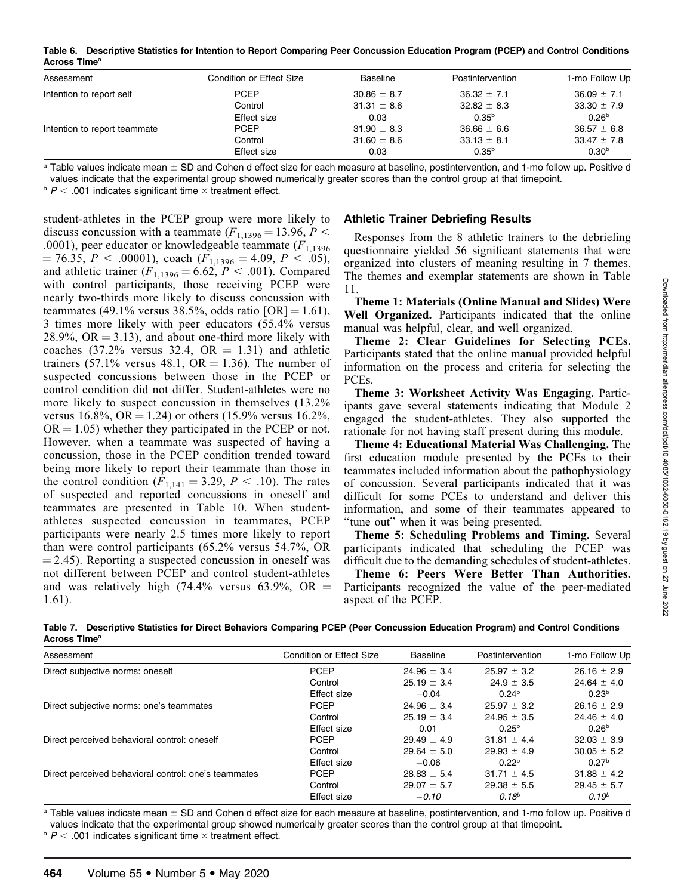**Table 6. Descriptive Statistics for Intention to Report Comparing Peer Concussion Education Program (PCEP) and Control Conditions Across Time[a]**

| Assessment | Condition or Effect Size | Baseline | Postintervention | 1-mo Follow Up |
|---|---|---|---|---|
| Intention to report self | PCEP | 30.86 ± 8.7 | 36.32 ± 7.1 | 36.09 ± 7.1 |
| | Control | 31.31 ± 8.6 | 32.82 ± 8.3 | 33.30 ± 7.9 |
| | Effect size | 0.03 | 0.35[b] | 0.26[b] |
| Intention to report teammate | PCEP | 31.90 ± 8.3 | 36.66 ± 6.6 | 36.57 ± 6.8 |
| | Control | 31.60 ± 8.6 | 33.13 ± 8.1 | 33.47 ± 7.8 |
| | Effect size | 0.03 | 0.35[b] | 0.30[b] |

[a] Table values indicate mean ± SD and Cohen d effect size for each measure at baseline, postintervention, and 1-mo follow up. Positive d values indicate that the experimental group showed numerically greater scores than the control group at that timepoint.

[b] $P < .001$ indicates significant time × treatment effect.

student-athletes in the PCEP group were more likely to discuss concussion with a teammate ($F_{1,1396} = 13.96$, $P < .0001$), peer educator or knowledgeable teammate ($F_{1,1396} = 76.35$, $P < .00001$), coach ($F_{1,1396} = 4.09$, $P < .05$), and athletic trainer ($F_{1,1396} = 6.62$, $P < .001$). Compared with control participants, those receiving PCEP were nearly two-thirds more likely to discuss concussion with teammates (49.1% versus 38.5%, odds ratio [OR] = 1.61), 3 times more likely with peer educators (55.4% versus 28.9%, OR = 3.13), and about one-third more likely with coaches (37.2% versus 32.4, OR = 1.31) and athletic trainers (57.1% versus 48.1, OR = 1.36). The number of suspected concussions between those in the PCEP or control condition did not differ. Student-athletes were no more likely to suspect concussion in themselves (13.2% versus 16.8%, OR = 1.24) or others (15.9% versus 16.2%, OR = 1.05) whether they participated in the PCEP or not. However, when a teammate was suspected of having a concussion, those in the PCEP condition trended toward being more likely to report their teammate than those in the control condition ($F_{1,141} = 3.29$, $P < .10$). The rates of suspected and reported concussions in oneself and teammates are presented in Table 10. When student-athletes suspected concussion in teammates, PCEP participants were nearly 2.5 times more likely to report than were control participants (65.2% versus 54.7%, OR = 2.45). Reporting a suspected concussion in oneself was not different between PCEP and control student-athletes and was relatively high (74.4% versus 63.9%, OR = 1.61).

## Athletic Trainer Debriefing Results

Responses from the 8 athletic trainers to the debriefing questionnaire yielded 56 significant statements that were organized into clusters of meaning resulting in 7 themes. The themes and exemplar statements are shown in Table 11.

**Theme 1: Materials (Online Manual and Slides) Were Well Organized.** Participants indicated that the online manual was helpful, clear, and well organized.

**Theme 2: Clear Guidelines for Selecting PCEs.** Participants stated that the online manual provided helpful information on the process and criteria for selecting the PCEs.

**Theme 3: Worksheet Activity Was Engaging.** Participants gave several statements indicating that Module 2 engaged the student-athletes. They also supported the rationale for not having staff present during this module.

**Theme 4: Educational Material Was Challenging.** The first education module presented by the PCEs to their teammates included information about the pathophysiology of concussion. Several participants indicated that it was difficult for some PCEs to understand and deliver this information, and some of their teammates appeared to "tune out" when it was being presented.

**Theme 5: Scheduling Problems and Timing.** Several participants indicated that scheduling the PCEP was difficult due to the demanding schedules of student-athletes.

**Theme 6: Peers Were Better Than Authorities.** Participants recognized the value of the peer-mediated aspect of the PCEP.

**Table 7. Descriptive Statistics for Direct Behaviors Comparing PCEP (Peer Concussion Education Program) and Control Conditions Across Time[a]**

| Assessment | Condition or Effect Size | Baseline | Postintervention | 1-mo Follow Up |
|---|---|---|---|---|
| Direct subjective norms: oneself | PCEP | 24.96 ± 3.4 | 25.97 ± 3.2 | 26.16 ± 2.9 |
| | Control | 25.19 ± 3.4 | 24.9 ± 3.5 | 24.64 ± 4.0 |
| | Effect size | −0.04 | 0.24[b] | 0.23[b] |
| Direct subjective norms: one's teammates | PCEP | 24.96 ± 3.4 | 25.97 ± 3.2 | 26.16 ± 2.9 |
| | Control | 25.19 ± 3.4 | 24.95 ± 3.5 | 24.46 ± 4.0 |
| | Effect size | 0.01 | 0.25[b] | 0.26[b] |
| Direct perceived behavioral control: oneself | PCEP | 29.49 ± 4.9 | 31.81 ± 4.4 | 32.03 ± 3.9 |
| | Control | 29.64 ± 5.0 | 29.93 ± 4.9 | 30.05 ± 5.2 |
| | Effect size | −0.06 | 0.22[b] | 0.27[b] |
| Direct perceived behavioral control: one's teammates | PCEP | 28.83 ± 5.4 | 31.71 ± 4.5 | 31.88 ± 4.2 |
| | Control | 29.07 ± 5.7 | 29.38 ± 5.5 | 29.45 ± 5.7 |
| | Effect size | *−0.10* | *0.18[b]* | *0.19[b]* |

[a] Table values indicate mean ± SD and Cohen d effect size for each measure at baseline, postintervention, and 1-mo follow up. Positive d values indicate that the experimental group showed numerically greater scores than the control group at that timepoint.

[b] $P < .001$ indicates significant time × treatment effect.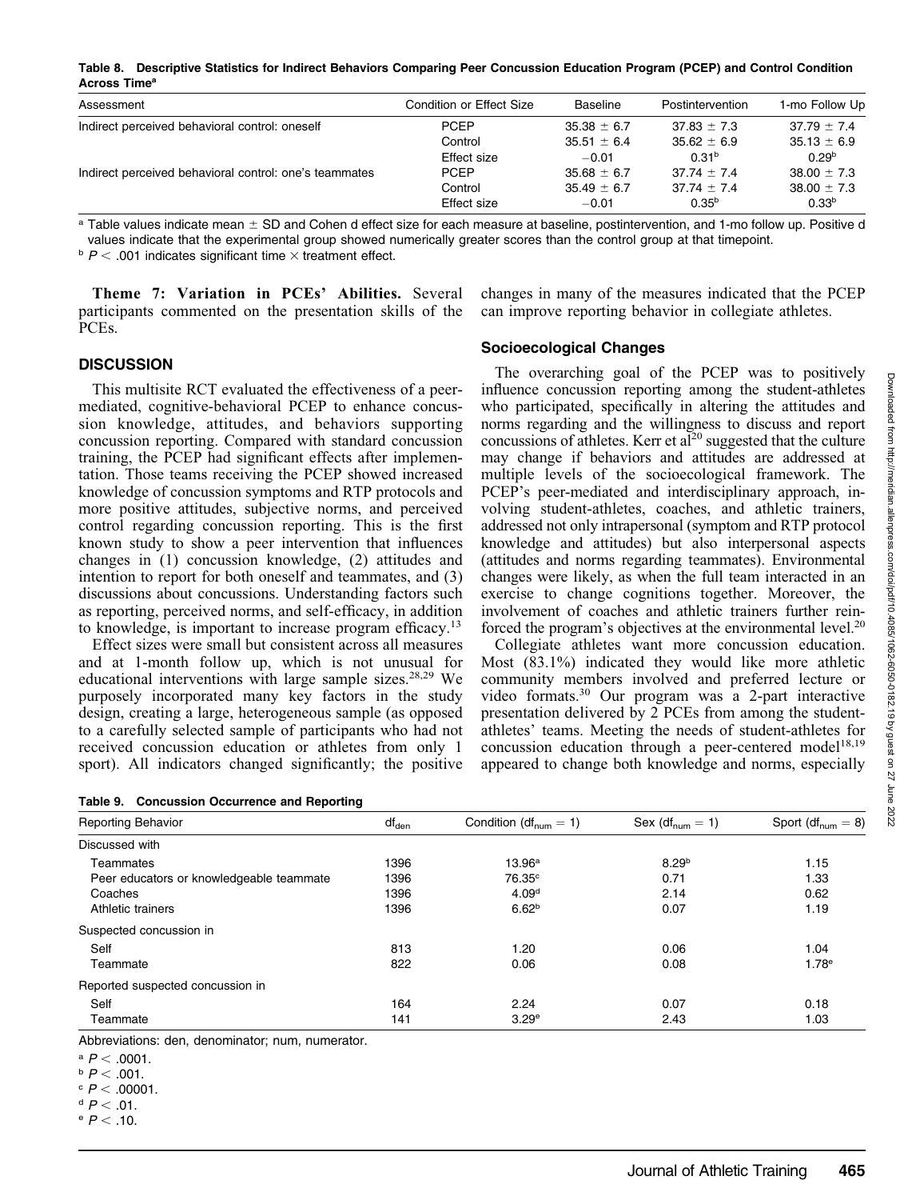**Table 8. Descriptive Statistics for Indirect Behaviors Comparing Peer Concussion Education Program (PCEP) and Control Condition Across Time[a]**

| Assessment | Condition or Effect Size | Baseline | Postintervention | 1-mo Follow Up |
|---|---|---|---|---|
| Indirect perceived behavioral control: oneself | PCEP | 35.38 ± 6.7 | 37.83 ± 7.3 | 37.79 ± 7.4 |
| | Control | 35.51 ± 6.4 | 35.62 ± 6.9 | 35.13 ± 6.9 |
| | Effect size | −0.01 | 0.31[b] | 0.29[b] |
| Indirect perceived behavioral control: one's teammates | PCEP | 35.68 ± 6.7 | 37.74 ± 7.4 | 38.00 ± 7.3 |
| | Control | 35.49 ± 6.7 | 37.74 ± 7.4 | 38.00 ± 7.3 |
| | Effect size | −0.01 | 0.35[b] | 0.33[b] |

[a] Table values indicate mean ± SD and Cohen d effect size for each measure at baseline, postintervention, and 1-mo follow up. Positive d values indicate that the experimental group showed numerically greater scores than the control group at that timepoint.
[b] $P < .001$ indicates significant time × treatment effect.

**Theme 7: Variation in PCEs' Abilities.** Several participants commented on the presentation skills of the PCEs.

## DISCUSSION

This multisite RCT evaluated the effectiveness of a peer-mediated, cognitive-behavioral PCEP to enhance concussion knowledge, attitudes, and behaviors supporting concussion reporting. Compared with standard concussion training, the PCEP had significant effects after implementation. Those teams receiving the PCEP showed increased knowledge of concussion symptoms and RTP protocols and more positive attitudes, subjective norms, and perceived control regarding concussion reporting. This is the first known study to show a peer intervention that influences changes in (1) concussion knowledge, (2) attitudes and intention to report for both oneself and teammates, and (3) discussions about concussions. Understanding factors such as reporting, perceived norms, and self-efficacy, in addition to knowledge, is important to increase program efficacy.[13]

Effect sizes were small but consistent across all measures and at 1-month follow up, which is not unusual for educational interventions with large sample sizes.[28,29] We purposely incorporated many key factors in the study design, creating a large, heterogeneous sample (as opposed to a carefully selected sample of participants who had not received concussion education or athletes from only 1 sport). All indicators changed significantly; the positive changes in many of the measures indicated that the PCEP can improve reporting behavior in collegiate athletes.

### Socioecological Changes

The overarching goal of the PCEP was to positively influence concussion reporting among the student-athletes who participated, specifically in altering the attitudes and norms regarding and the willingness to discuss and report concussions of athletes. Kerr et al[20] suggested that the culture may change if behaviors and attitudes are addressed at multiple levels of the socioecological framework. The PCEP's peer-mediated and interdisciplinary approach, involving student-athletes, coaches, and athletic trainers, addressed not only intrapersonal (symptom and RTP protocol knowledge and attitudes) but also interpersonal aspects (attitudes and norms regarding teammates). Environmental changes were likely, as when the full team interacted in an exercise to change cognitions together. Moreover, the involvement of coaches and athletic trainers further reinforced the program's objectives at the environmental level.[20]

Collegiate athletes want more concussion education. Most (83.1%) indicated they would like more athletic community members involved and preferred lecture or video formats.[30] Our program was a 2-part interactive presentation delivered by 2 PCEs from among the student-athletes' teams. Meeting the needs of student-athletes for concussion education through a peer-centered model[18,19] appeared to change both knowledge and norms, especially

**Table 9. Concussion Occurrence and Reporting**

| Reporting Behavior | $df_{den}$ | Condition ($df_{num} = 1$) | Sex ($df_{num} = 1$) | Sport ($df_{num} = 8$) |
|---|---|---|---|---|
| Discussed with | | | | |
| Teammates | 1396 | 13.96[a] | 8.29[b] | 1.15 |
| Peer educators or knowledgeable teammate | 1396 | 76.35[c] | 0.71 | 1.33 |
| Coaches | 1396 | 4.09[d] | 2.14 | 0.62 |
| Athletic trainers | 1396 | 6.62[b] | 0.07 | 1.19 |
| Suspected concussion in | | | | |
| Self | 813 | 1.20 | 0.06 | 1.04 |
| Teammate | 822 | 0.06 | 0.08 | 1.78[e] |
| Reported suspected concussion in | | | | |
| Self | 164 | 2.24 | 0.07 | 0.18 |
| Teammate | 141 | 3.29[e] | 2.43 | 1.03 |

Abbreviations: den, denominator; num, numerator.
[a] $P < .0001$.
[b] $P < .001$.
[c] $P < .00001$.
[d] $P < .01$.
[e] $P < .10$.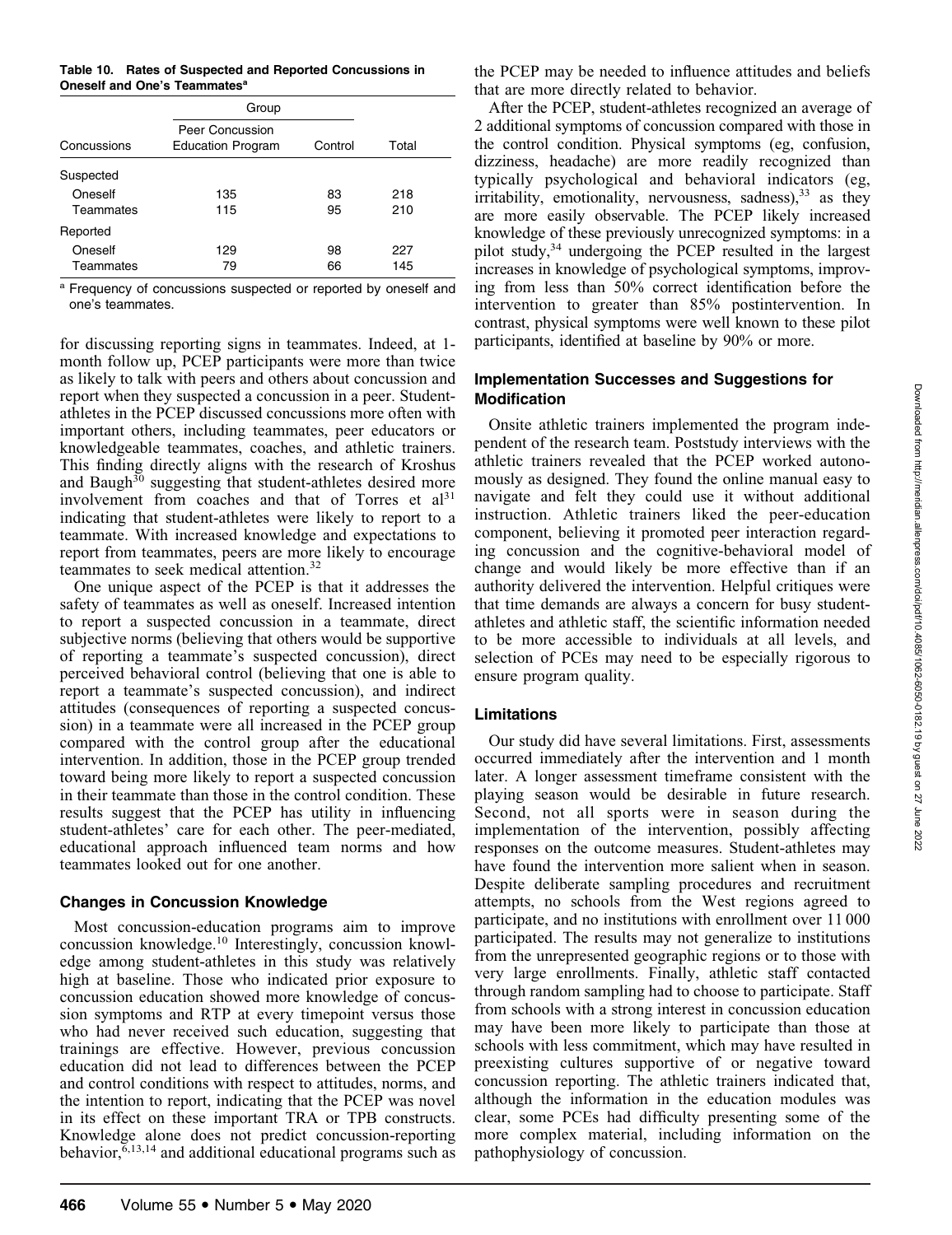**Table 10. Rates of Suspected and Reported Concussions in Oneself and One's Teammates[a]**

| Concussions | Group | | Total |
|---|---|---|---|
| | Peer Concussion Education Program | Control | |
| Suspected | | | |
| Oneself | 135 | 83 | 218 |
| Teammates | 115 | 95 | 210 |
| Reported | | | |
| Oneself | 129 | 98 | 227 |
| Teammates | 79 | 66 | 145 |

[a] Frequency of concussions suspected or reported by oneself and one's teammates.

for discussing reporting signs in teammates. Indeed, at 1-month follow up, PCEP participants were more than twice as likely to talk with peers and others about concussion and report when they suspected a concussion in a peer. Student-athletes in the PCEP discussed concussions more often with important others, including teammates, peer educators or knowledgeable teammates, coaches, and athletic trainers. This finding directly aligns with the research of Kroshus and Baugh[30] suggesting that student-athletes desired more involvement from coaches and that of Torres et al[31] indicating that student-athletes were likely to report to a teammate. With increased knowledge and expectations to report from teammates, peers are more likely to encourage teammates to seek medical attention.[32]

One unique aspect of the PCEP is that it addresses the safety of teammates as well as oneself. Increased intention to report a suspected concussion in a teammate, direct subjective norms (believing that others would be supportive of reporting a teammate's suspected concussion), direct perceived behavioral control (believing that one is able to report a teammate's suspected concussion), and indirect attitudes (consequences of reporting a suspected concussion) in a teammate were all increased in the PCEP group compared with the control group after the educational intervention. In addition, those in the PCEP group trended toward being more likely to report a suspected concussion in their teammate than those in the control condition. These results suggest that the PCEP has utility in influencing student-athletes' care for each other. The peer-mediated, educational approach influenced team norms and how teammates looked out for one another.

### Changes in Concussion Knowledge

Most concussion-education programs aim to improve concussion knowledge.[10] Interestingly, concussion knowledge among student-athletes in this study was relatively high at baseline. Those who indicated prior exposure to concussion education showed more knowledge of concussion symptoms and RTP at every timepoint versus those who had never received such education, suggesting that trainings are effective. However, previous concussion education did not lead to differences between the PCEP and control conditions with respect to attitudes, norms, and the intention to report, indicating that the PCEP was novel in its effect on these important TRA or TPB constructs. Knowledge alone does not predict concussion-reporting behavior,[6,13,14] and additional educational programs such as the PCEP may be needed to influence attitudes and beliefs that are more directly related to behavior.

After the PCEP, student-athletes recognized an average of 2 additional symptoms of concussion compared with those in the control condition. Physical symptoms (eg, confusion, dizziness, headache) are more readily recognized than typically psychological and behavioral indicators (eg, irritability, emotionality, nervousness, sadness),[33] as they are more easily observable. The PCEP likely increased knowledge of these previously unrecognized symptoms: in a pilot study,[34] undergoing the PCEP resulted in the largest increases in knowledge of psychological symptoms, improving from less than 50% correct identification before the intervention to greater than 85% postintervention. In contrast, physical symptoms were well known to these pilot participants, identified at baseline by 90% or more.

### Implementation Successes and Suggestions for Modification

Onsite athletic trainers implemented the program independent of the research team. Poststudy interviews with the athletic trainers revealed that the PCEP worked autonomously as designed. They found the online manual easy to navigate and felt they could use it without additional instruction. Athletic trainers liked the peer-education component, believing it promoted peer interaction regarding concussion and the cognitive-behavioral model of change and would likely be more effective than if an authority delivered the intervention. Helpful critiques were that time demands are always a concern for busy student-athletes and athletic staff, the scientific information needed to be more accessible to individuals at all levels, and selection of PCEs may need to be especially rigorous to ensure program quality.

### Limitations

Our study did have several limitations. First, assessments occurred immediately after the intervention and 1 month later. A longer assessment timeframe consistent with the playing season would be desirable in future research. Second, not all sports were in season during the implementation of the intervention, possibly affecting responses on the outcome measures. Student-athletes may have found the intervention more salient when in season. Despite deliberate sampling procedures and recruitment attempts, no schools from the West regions agreed to participate, and no institutions with enrollment over 11 000 participated. The results may not generalize to institutions from the unrepresented geographic regions or to those with very large enrollments. Finally, athletic staff contacted through random sampling had to choose to participate. Staff from schools with a strong interest in concussion education may have been more likely to participate than those at schools with less commitment, which may have resulted in preexisting cultures supportive of or negative toward concussion reporting. The athletic trainers indicated that, although the information in the education modules was clear, some PCEs had difficulty presenting some of the more complex material, including information on the pathophysiology of concussion.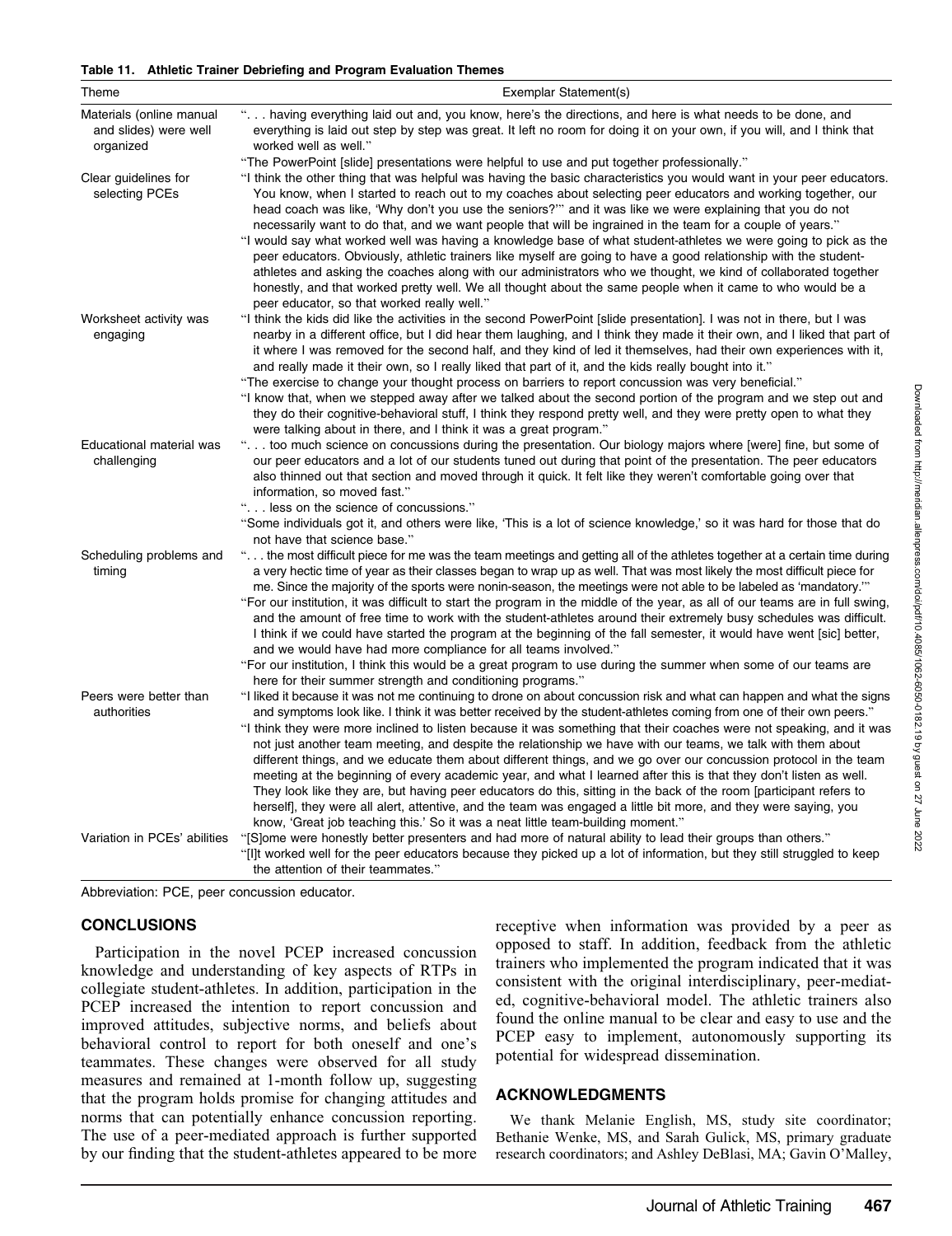**Table 11. Athletic Trainer Debriefing and Program Evaluation Themes**

| Theme | Exemplar Statement(s) |
|---|---|
| Materials (online manual and slides) were well organized | ". . . having everything laid out and, you know, here's the directions, and here is what needs to be done, and everything is laid out step by step was great. It left no room for doing it on your own, if you will, and I think that worked well as well." "The PowerPoint [slide] presentations were helpful to use and put together professionally." |
| Clear guidelines for selecting PCEs | "I think the other thing that was helpful was having the basic characteristics you would want in your peer educators. You know, when I started to reach out to my coaches about selecting peer educators and working together, our head coach was like, 'Why don't you use the seniors?'" and it was like we were explaining that you do not necessarily want to do that, and we want people that will be ingrained in the team for a couple of years." "I would say what worked well was having a knowledge base of what student-athletes we were going to pick as the peer educators. Obviously, athletic trainers like myself are going to have a good relationship with the student-athletes and asking the coaches along with our administrators who we thought, we kind of collaborated together honestly, and that worked pretty well. We all thought about the same people when it came to who would be a peer educator, so that worked really well." |
| Worksheet activity was engaging | "I think the kids did like the activities in the second PowerPoint [slide presentation]. I was not in there, but I was nearby in a different office, but I did hear them laughing, and I think they made it their own, and I liked that part of it where I was removed for the second half, and they kind of led it themselves, had their own experiences with it, and really made it their own, so I really liked that part of it, and the kids really bought into it." "The exercise to change your thought process on barriers to report concussion was very beneficial." "I know that, when we stepped away after we talked about the second portion of the program and we step out and they do their cognitive-behavioral stuff, I think they respond pretty well, and they were pretty open to what they were talking about in there, and I think it was a great program." |
| Educational material was challenging | ". . . too much science on concussions during the presentation. Our biology majors where [were] fine, but some of our peer educators and a lot of our students tuned out during that point of the presentation. The peer educators also thinned out that section and moved through it quick. It felt like they weren't comfortable going over that information, so moved fast." ". . . less on the science of concussions." "Some individuals got it, and others were like, 'This is a lot of science knowledge,' so it was hard for those that do not have that science base." |
| Scheduling problems and timing | ". . . the most difficult piece for me was the team meetings and getting all of the athletes together at a certain time during a very hectic time of year as their classes began to wrap up as well. That was most likely the most difficult piece for me. Since the majority of the sports were nonin-season, the meetings were not able to be labeled as 'mandatory.'" "For our institution, it was difficult to start the program in the middle of the year, as all of our teams are in full swing, and the amount of free time to work with the student-athletes around their extremely busy schedules was difficult. I think if we could have started the program at the beginning of the fall semester, it would have went [sic] better, and we would have had more compliance for all teams involved." "For our institution, I think this would be a great program to use during the summer when some of our teams are here for their summer strength and conditioning programs." |
| Peers were better than authorities | "I liked it because it was not me continuing to drone on about concussion risk and what can happen and what the signs and symptoms look like. I think it was better received by the student-athletes coming from one of their own peers." "I think they were more inclined to listen because it was something that their coaches were not speaking, and it was not just another team meeting, and despite the relationship we have with our teams, we talk with them about different things, and we educate them about different things, and we go over our concussion protocol in the team meeting at the beginning of every academic year, and what I learned after this is that they don't listen as well. They look like they are, but having peer educators do this, sitting in the back of the room [participant refers to herself], they were all alert, attentive, and the team was engaged a little bit more, and they were saying, you know, 'Great job teaching this.' So it was a neat little team-building moment." |
| Variation in PCEs' abilities | "[S]ome were honestly better presenters and had more of natural ability to lead their groups than others." "[I]t worked well for the peer educators because they picked up a lot of information, but they still struggled to keep the attention of their teammates." |

Abbreviation: PCE, peer concussion educator.

## CONCLUSIONS

Participation in the novel PCEP increased concussion knowledge and understanding of key aspects of RTPs in collegiate student-athletes. In addition, participation in the PCEP increased the intention to report concussion and improved attitudes, subjective norms, and beliefs about behavioral control to report for both oneself and one's teammates. These changes were observed for all study measures and remained at 1-month follow up, suggesting that the program holds promise for changing attitudes and norms that can potentially enhance concussion reporting. The use of a peer-mediated approach is further supported by our finding that the student-athletes appeared to be more receptive when information was provided by a peer as opposed to staff. In addition, feedback from the athletic trainers who implemented the program indicated that it was consistent with the original interdisciplinary, peer-mediated, cognitive-behavioral model. The athletic trainers also found the online manual to be clear and easy to use and the PCEP easy to implement, autonomously supporting its potential for widespread dissemination.

## ACKNOWLEDGMENTS

We thank Melanie English, MS, study site coordinator; Bethanie Wenke, MS, and Sarah Gulick, MS, primary graduate research coordinators; and Ashley DeBlasi, MA; Gavin O'Malley,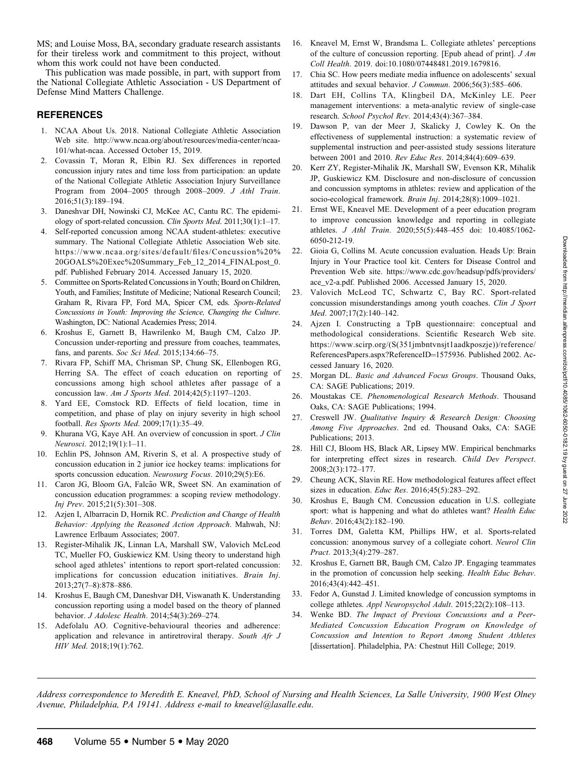MS; and Louise Moss, BA, secondary graduate research assistants for their tireless work and commitment to this project, without whom this work could not have been conducted.

This publication was made possible, in part, with support from the National Collegiate Athletic Association - US Department of Defense Mind Matters Challenge.

## REFERENCES

1. NCAA About Us. 2018. National Collegiate Athletic Association Web site. http://www.ncaa.org/about/resources/media-center/ncaa-101/what-ncaa. Accessed October 15, 2019.
2. Covassin T, Moran R, Elbin RJ. Sex differences in reported concussion injury rates and time loss from participation: an update of the National Collegiate Athletic Association Injury Surveillance Program from 2004–2005 through 2008–2009. *J Athl Train*. 2016;51(3):189–194.
3. Daneshvar DH, Nowinski CJ, McKee AC, Cantu RC. The epidemiology of sport-related concussion. *Clin Sports Med*. 2011;30(1):1–17.
4. Self-reported concussion among NCAA student-athletes: executive summary. The National Collegiate Athletic Association Web site. https://www.ncaa.org/sites/default/files/Concussion%20%20GOALS%20Exec%20Summary_Feb_12_2014_FINALpost_0.pdf. Published February 2014. Accessed January 15, 2020.
5. Committee on Sports-Related Concussions in Youth; Board on Children, Youth, and Families; Institute of Medicine; National Research Council; Graham R, Rivara FP, Ford MA, Spicer CM, eds. *Sports-Related Concussions in Youth: Improving the Science, Changing the Culture*. Washington, DC: National Academies Press; 2014.
6. Kroshus E, Garnett B, Hawrilenko M, Baugh CM, Calzo JP. Concussion under-reporting and pressure from coaches, teammates, fans, and parents. *Soc Sci Med*. 2015;134:66–75.
7. Rivara FP, Schiff MA, Chrisman SP, Chung SK, Ellenbogen RG, Herring SA. The effect of coach education on reporting of concussions among high school athletes after passage of a concussion law. *Am J Sports Med*. 2014;42(5):1197–1203.
8. Yard EE, Comstock RD. Effects of field location, time in competition, and phase of play on injury severity in high school football. *Res Sports Med*. 2009;17(1):35–49.
9. Khurana VG, Kaye AH. An overview of concussion in sport. *J Clin Neurosci*. 2012;19(1):1–11.
10. Echlin PS, Johnson AM, Riverin S, et al. A prospective study of concussion education in 2 junior ice hockey teams: implications for sports concussion education. *Neurosurg Focus*. 2010;29(5):E6.
11. Caron JG, Bloom GA, Falcão WR, Sweet SN. An examination of concussion education programmes: a scoping review methodology. *Inj Prev*. 2015;21(5):301–308.
12. Azjen I, Albarracin D, Hornik RC. *Prediction and Change of Health Behavior: Applying the Reasoned Action Approach*. Mahwah, NJ: Lawrence Erlbaum Associates; 2007.
13. Register-Mihalik JK, Linnan LA, Marshall SW, Valovich McLeod TC, Mueller FO, Guskiewicz KM. Using theory to understand high school aged athletes' intentions to report sport-related concussion: implications for concussion education initiatives. *Brain Inj*. 2013;27(7–8):878–886.
14. Kroshus E, Baugh CM, Daneshvar DH, Viswanath K. Understanding concussion reporting using a model based on the theory of planned behavior. *J Adolesc Health*. 2014;54(3):269–274.
15. Adefolalu AO. Cognitive-behavioural theories and adherence: application and relevance in antiretroviral therapy. *South Afr J HIV Med*. 2018;19(1):762.
16. Kneavel M, Ernst W, Brandsma L. Collegiate athletes' perceptions of the culture of concussion reporting. [Epub ahead of print]. *J Am Coll Health*. 2019. doi:10.1080/07448481.2019.1679816.
17. Chia SC. How peers mediate media influence on adolescents' sexual attitudes and sexual behavior. *J Commun*. 2006;56(3):585–606.
18. Dart EH, Collins TA, Klingbeil DA, McKinley LE. Peer management interventions: a meta-analytic review of single-case research. *School Psychol Rev*. 2014;43(4):367–384.
19. Dawson P, van der Meer J, Skalicky J, Cowley K. On the effectiveness of supplemental instruction: a systematic review of supplemental instruction and peer-assisted study sessions literature between 2001 and 2010. *Rev Educ Res*. 2014;84(4):609–639.
20. Kerr ZY, Register-Mihalik JK, Marshall SW, Evenson KR, Mihalik JP, Guskiewicz KM. Disclosure and non-disclosure of concussion and concussion symptoms in athletes: review and application of the socio-ecological framework. *Brain Inj*. 2014;28(8):1009–1021.
21. Ernst WE, Kneavel ME. Development of a peer education program to improve concussion knowledge and reporting in collegiate athletes. *J Athl Train*. 2020;55(5):448–455 doi: 10.4085/1062-6050-212-19.
22. Gioia G, Collins M. Acute concussion evaluation. Heads Up: Brain Injury in Your Practice tool kit. Centers for Disease Control and Prevention Web site. https://www.cdc.gov/headsup/pdfs/providers/ace_v2-a.pdf. Published 2006. Accessed January 15, 2020.
23. Valovich McLeod TC, Schwartz C, Bay RC. Sport-related concussion misunderstandings among youth coaches. *Clin J Sport Med*. 2007;17(2):140–142.
24. Ajzen I. Constructing a TpB questionnaire: conceptual and methodological considerations. Scientific Research Web site. https://www.scirp.org/(S(351jmbntvnsjt1aadkposzje))/reference/ReferencesPapers.aspx?ReferenceID=1575936. Published 2002. Accessed January 16, 2020.
25. Morgan DL. *Basic and Advanced Focus Groups*. Thousand Oaks, CA: SAGE Publications; 2019.
26. Moustakas CE. *Phenomenological Research Methods*. Thousand Oaks, CA: SAGE Publications; 1994.
27. Creswell JW. *Qualitative Inquiry & Research Design: Choosing Among Five Approaches*. 2nd ed. Thousand Oaks, CA: SAGE Publications; 2013.
28. Hill CJ, Bloom HS, Black AR, Lipsey MW. Empirical benchmarks for interpreting effect sizes in research. *Child Dev Perspect*. 2008;2(3):172–177.
29. Cheung ACK, Slavin RE. How methodological features affect effect sizes in education. *Educ Res*. 2016;45(5):283–292.
30. Kroshus E, Baugh CM. Concussion education in U.S. collegiate sport: what is happening and what do athletes want? *Health Educ Behav*. 2016;43(2):182–190.
31. Torres DM, Galetta KM, Phillips HW, et al. Sports-related concussion: anonymous survey of a collegiate cohort. *Neurol Clin Pract*. 2013;3(4):279–287.
32. Kroshus E, Garnett BR, Baugh CM, Calzo JP. Engaging teammates in the promotion of concussion help seeking. *Health Educ Behav*. 2016;43(4):442–451.
33. Fedor A, Gunstad J. Limited knowledge of concussion symptoms in college athletes. *Appl Neuropsychol Adult*. 2015;22(2):108–113.
34. Wenke BD. *The Impact of Previous Concussions and a Peer-Mediated Concussion Education Program on Knowledge of Concussion and Intention to Report Among Student Athletes* [dissertation]. Philadelphia, PA: Chestnut Hill College; 2019.

*Address correspondence to Meredith E. Kneavel, PhD, School of Nursing and Health Sciences, La Salle University, 1900 West Olney Avenue, Philadelphia, PA 19141. Address e-mail to kneavel@lasalle.edu.*